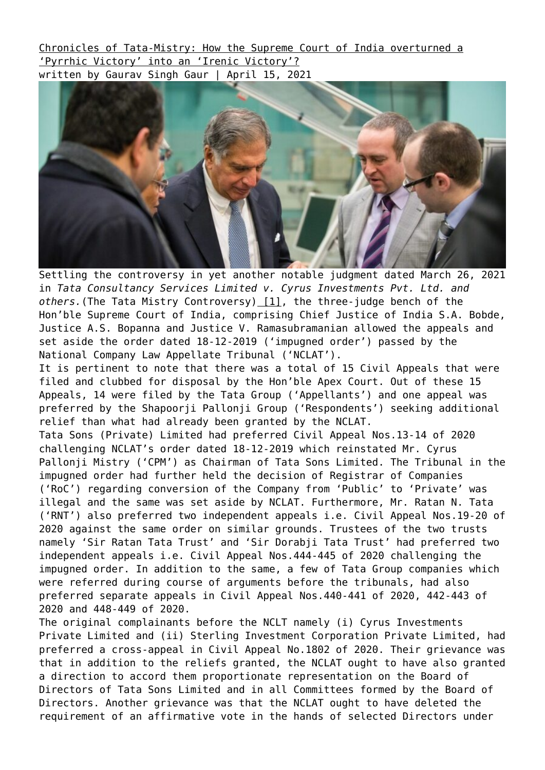# Chronicles of Tata-Mistry: How the Supreme Court of India overturned a 'Pyrrhic Victory' into an 'Irenic Victory'?

written by Gaurav Singh Gaur | April 15, 2021

Settling the controversy in yet another notable judgment dated March 26, 2021 in *Tata Consultancy Services Limited v. Cyrus Investments Pvt. Ltd. and others.*(The Tata Mistry Controversy) [1], the three-judge bench of the Hon'ble Supreme Court of India, comprising Chief Justice of India S.A. Bobde, Justice A.S. Bopanna and Justice V. Ramasubramanian allowed the appeals and set aside the order dated 18-12-2019 ('impugned order') passed by the National Company Law Appellate Tribunal ('NCLAT').

It is pertinent to note that there was a total of 15 Civil Appeals that were filed and clubbed for disposal by the Hon'ble Apex Court. Out of these 15 Appeals, 14 were filed by the Tata Group ('Appellants') and one appeal was preferred by the Shapoorji Pallonji Group ('Respondents') seeking additional relief than what had already been granted by the NCLAT.

Tata Sons (Private) Limited had preferred Civil Appeal Nos.13-14 of 2020 challenging NCLAT's order dated 18-12-2019 which reinstated Mr. Cyrus Pallonji Mistry ('CPM') as Chairman of Tata Sons Limited. The Tribunal in the impugned order had further held the decision of Registrar of Companies ('RoC') regarding conversion of the Company from 'Public' to 'Private' was illegal and the same was set aside by NCLAT. Furthermore, Mr. Ratan N. Tata ('RNT') also preferred two independent appeals i.e. Civil Appeal Nos.19-20 of 2020 against the same order on similar grounds. Trustees of the two trusts namely 'Sir Ratan Tata Trust' and 'Sir Dorabji Tata Trust' had preferred two independent appeals i.e. Civil Appeal Nos.444-445 of 2020 challenging the impugned order. In addition to the same, a few of Tata Group companies which were referred during course of arguments before the tribunals, had also preferred separate appeals in Civil Appeal Nos.440-441 of 2020, 442-443 of 2020 and 448-449 of 2020.

The original complainants before the NCLT namely (i) Cyrus Investments Private Limited and (ii) Sterling Investment Corporation Private Limited, had preferred a cross-appeal in Civil Appeal No.1802 of 2020. Their grievance was that in addition to the reliefs granted, the NCLAT ought to have also granted a direction to accord them proportionate representation on the Board of Directors of Tata Sons Limited and in all Committees formed by the Board of Directors. Another grievance was that the NCLAT ought to have deleted the requirement of an affirmative vote in the hands of selected Directors under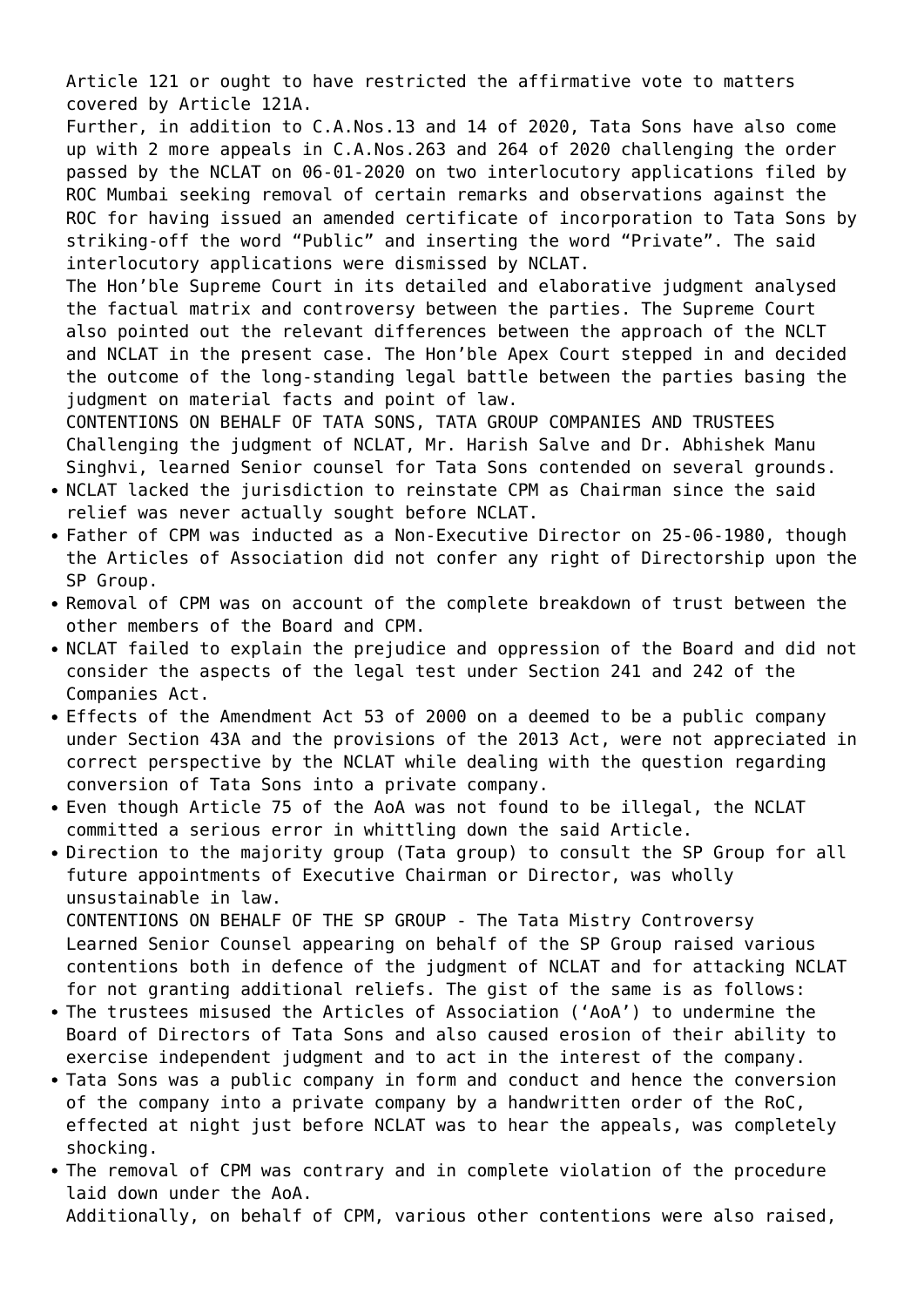Article 121 or ought to have restricted the affirmative vote to matters covered by Article 121A.

Further, in addition to C.A.Nos.13 and 14 of 2020, Tata Sons have also come up with 2 more appeals in C.A.Nos.263 and 264 of 2020 challenging the order passed by the NCLAT on 06-01-2020 on two interlocutory applications filed by ROC Mumbai seeking removal of certain remarks and observations against the ROC for having issued an amended certificate of incorporation to Tata Sons by striking-off the word "Public" and inserting the word "Private". The said interlocutory applications were dismissed by NCLAT.

The Hon'ble Supreme Court in its detailed and elaborative judgment analysed the factual matrix and controversy between the parties. The Supreme Court also pointed out the relevant differences between the approach of the NCLT and NCLAT in the present case. The Hon'ble Apex Court stepped in and decided the outcome of the long-standing legal battle between the parties basing the judgment on material facts and point of law.

CONTENTIONS ON BEHALF OF TATA SONS, TATA GROUP COMPANIES AND TRUSTEES

Challenging the judgment of NCLAT, Mr. Harish Salve and Dr. Abhishek Manu Singhvi, learned Senior counsel for Tata Sons contended on several grounds.

- NCLAT lacked the jurisdiction to reinstate CPM as Chairman since the said relief was never actually sought before NCLAT.
- Father of CPM was inducted as a Non-Executive Director on 25-06-1980, though the Articles of Association did not confer any right of Directorship upon the SP Group.
- Removal of CPM was on account of the complete breakdown of trust between the other members of the Board and CPM.
- NCLAT failed to explain the prejudice and oppression of the Board and did not consider the aspects of the legal test under Section 241 and 242 of the Companies Act.
- Effects of the Amendment Act 53 of 2000 on a deemed to be a public company under Section 43A and the provisions of the 2013 Act, were not appreciated in correct perspective by the NCLAT while dealing with the question regarding conversion of Tata Sons into a private company.
- Even though Article 75 of the AoA was not found to be illegal, the NCLAT committed a serious error in whittling down the said Article.
- Direction to the majority group (Tata group) to consult the SP Group for all future appointments of Executive Chairman or Director, was wholly unsustainable in law.

CONTENTIONS ON BEHALF OF THE SP GROUP - The Tata Mistry Controversy

Learned Senior Counsel appearing on behalf of the SP Group raised various contentions both in defence of the judgment of NCLAT and for attacking NCLAT for not granting additional reliefs. The gist of the same is as follows:

- The trustees misused the Articles of Association ('AoA') to undermine the Board of Directors of Tata Sons and also caused erosion of their ability to exercise independent judgment and to act in the interest of the company.
- Tata Sons was a public company in form and conduct and hence the conversion of the company into a private company by a handwritten order of the RoC, effected at night just before NCLAT was to hear the appeals, was completely shocking.
- The removal of CPM was contrary and in complete violation of the procedure laid down under the AoA.

Additionally, on behalf of CPM, various other contentions were also raised,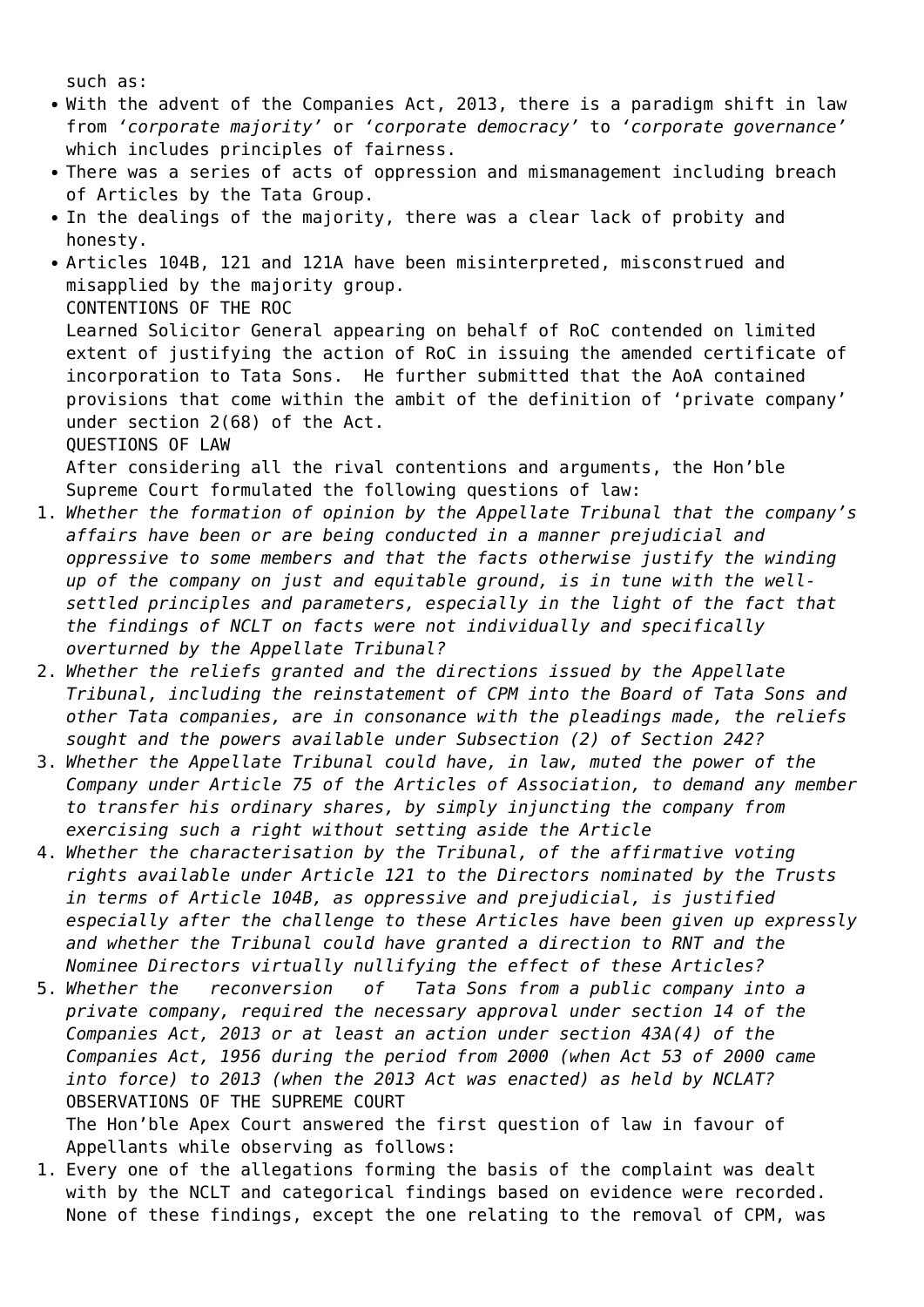such as:

- With the advent of the Companies Act, 2013, there is a paradigm shift in law from *'corporate majority'* or *'corporate democracy'* to *'corporate governance'* which includes principles of fairness.
- There was a series of acts of oppression and mismanagement including breach of Articles by the Tata Group.
- In the dealings of the majority, there was a clear lack of probity and honesty.
- Articles 104B, 121 and 121A have been misinterpreted, misconstrued and misapplied by the majority group.

CONTENTIONS OF THE ROC

Learned Solicitor General appearing on behalf of RoC contended on limited extent of justifying the action of RoC in issuing the amended certificate of incorporation to Tata Sons. He further submitted that the AoA contained provisions that come within the ambit of the definition of 'private company' under section 2(68) of the Act.

QUESTIONS OF LAW

After considering all the rival contentions and arguments, the Hon'ble Supreme Court formulated the following questions of law:

1. *Whether the formation of opinion by the Appellate Tribunal that the company's affairs have been or are being conducted in a manner prejudicial and oppressive to some members and that the facts otherwise justify the winding up of the company on just and equitable ground, is in tune with the well-settled principles and parameters, especially in the light of the fact that the findings of NCLT on facts were not individually and specifically overturned by the Appellate Tribunal?*
2. *Whether the reliefs granted and the directions issued by the Appellate Tribunal, including the reinstatement of CPM into the Board of Tata Sons and other Tata companies, are in consonance with the pleadings made, the reliefs sought and the powers available under Subsection (2) of Section 242?*
3. *Whether the Appellate Tribunal could have, in law, muted the power of the Company under Article 75 of the Articles of Association, to demand any member to transfer his ordinary shares, by simply injuncting the company from exercising such a right without setting aside the Article*
4. *Whether the characterisation by the Tribunal, of the affirmative voting rights available under Article 121 to the Directors nominated by the Trusts in terms of Article 104B, as oppressive and prejudicial, is justified especially after the challenge to these Articles have been given up expressly and whether the Tribunal could have granted a direction to RNT and the Nominee Directors virtually nullifying the effect of these Articles?*
5. *Whether the reconversion of Tata Sons from a public company into a private company, required the necessary approval under section 14 of the Companies Act, 2013 or at least an action under section 43A(4) of the Companies Act, 1956 during the period from 2000 (when Act 53 of 2000 came into force) to 2013 (when the 2013 Act was enacted) as held by NCLAT?*

OBSERVATIONS OF THE SUPREME COURT

The Hon'ble Apex Court answered the first question of law in favour of Appellants while observing as follows:

1. Every one of the allegations forming the basis of the complaint was dealt with by the NCLT and categorical findings based on evidence were recorded. None of these findings, except the one relating to the removal of CPM, was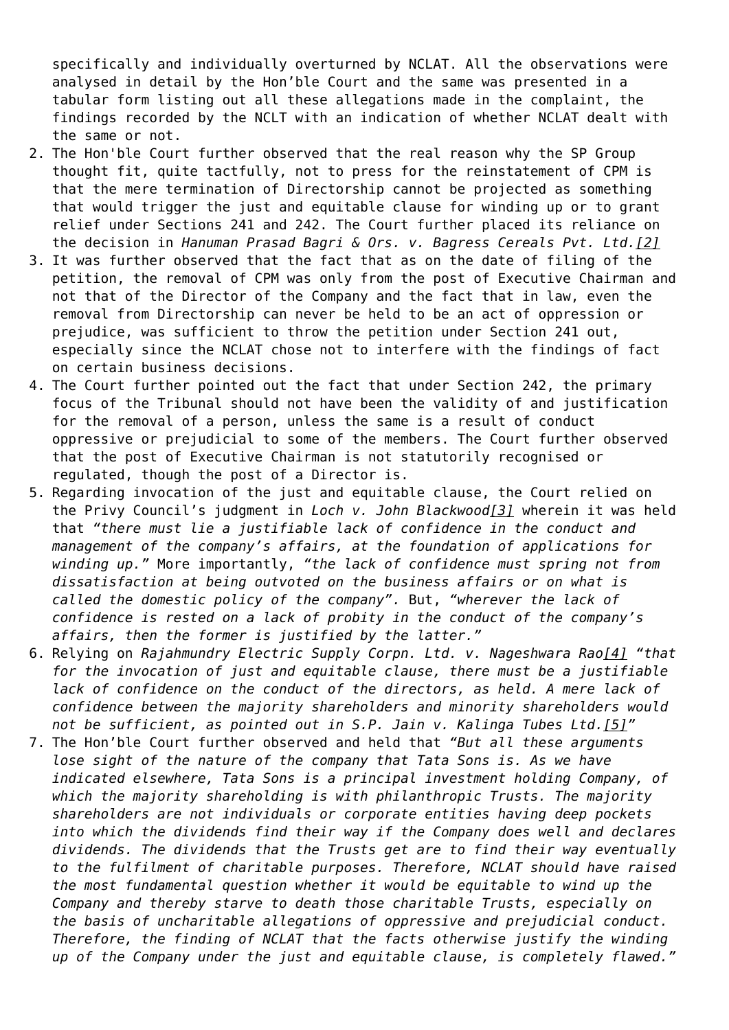specifically and individually overturned by NCLAT. All the observations were analysed in detail by the Hon'ble Court and the same was presented in a tabular form listing out all these allegations made in the complaint, the findings recorded by the NCLT with an indication of whether NCLAT dealt with the same or not.

2. The Hon'ble Court further observed that the real reason why the SP Group thought fit, quite tactfully, not to press for the reinstatement of CPM is that the mere termination of Directorship cannot be projected as something that would trigger the just and equitable clause for winding up or to grant relief under Sections 241 and 242. The Court further placed its reliance on the decision in *Hanuman Prasad Bagri & Ors. v. Bagress Cereals Pvt. Ltd.*[2]
3. It was further observed that the fact that as on the date of filing of the petition, the removal of CPM was only from the post of Executive Chairman and not that of the Director of the Company and the fact that in law, even the removal from Directorship can never be held to be an act of oppression or prejudice, was sufficient to throw the petition under Section 241 out, especially since the NCLAT chose not to interfere with the findings of fact on certain business decisions.
4. The Court further pointed out the fact that under Section 242, the primary focus of the Tribunal should not have been the validity of and justification for the removal of a person, unless the same is a result of conduct oppressive or prejudicial to some of the members. The Court further observed that the post of Executive Chairman is not statutorily recognised or regulated, though the post of a Director is.
5. Regarding invocation of the just and equitable clause, the Court relied on the Privy Council's judgment in *Loch v. John Blackwood*[3] wherein it was held that *"there must lie a justifiable lack of confidence in the conduct and management of the company's affairs, at the foundation of applications for winding up."* More importantly, *"the lack of confidence must spring not from dissatisfaction at being outvoted on the business affairs or on what is called the domestic policy of the company".* But, *"wherever the lack of confidence is rested on a lack of probity in the conduct of the company's affairs, then the former is justified by the latter."*
6. Relying on *Rajahmundry Electric Supply Corpn. Ltd. v. Nageshwara Rao*[4] *"that for the invocation of just and equitable clause, there must be a justifiable lack of confidence on the conduct of the directors, as held. A mere lack of confidence between the majority shareholders and minority shareholders would not be sufficient, as pointed out in S.P. Jain v. Kalinga Tubes Ltd.*[5]*"*
7. The Hon'ble Court further observed and held that *"But all these arguments lose sight of the nature of the company that Tata Sons is. As we have indicated elsewhere, Tata Sons is a principal investment holding Company, of which the majority shareholding is with philanthropic Trusts. The majority shareholders are not individuals or corporate entities having deep pockets into which the dividends find their way if the Company does well and declares dividends. The dividends that the Trusts get are to find their way eventually to the fulfilment of charitable purposes. Therefore, NCLAT should have raised the most fundamental question whether it would be equitable to wind up the Company and thereby starve to death those charitable Trusts, especially on the basis of uncharitable allegations of oppressive and prejudicial conduct. Therefore, the finding of NCLAT that the facts otherwise justify the winding up of the Company under the just and equitable clause, is completely flawed."*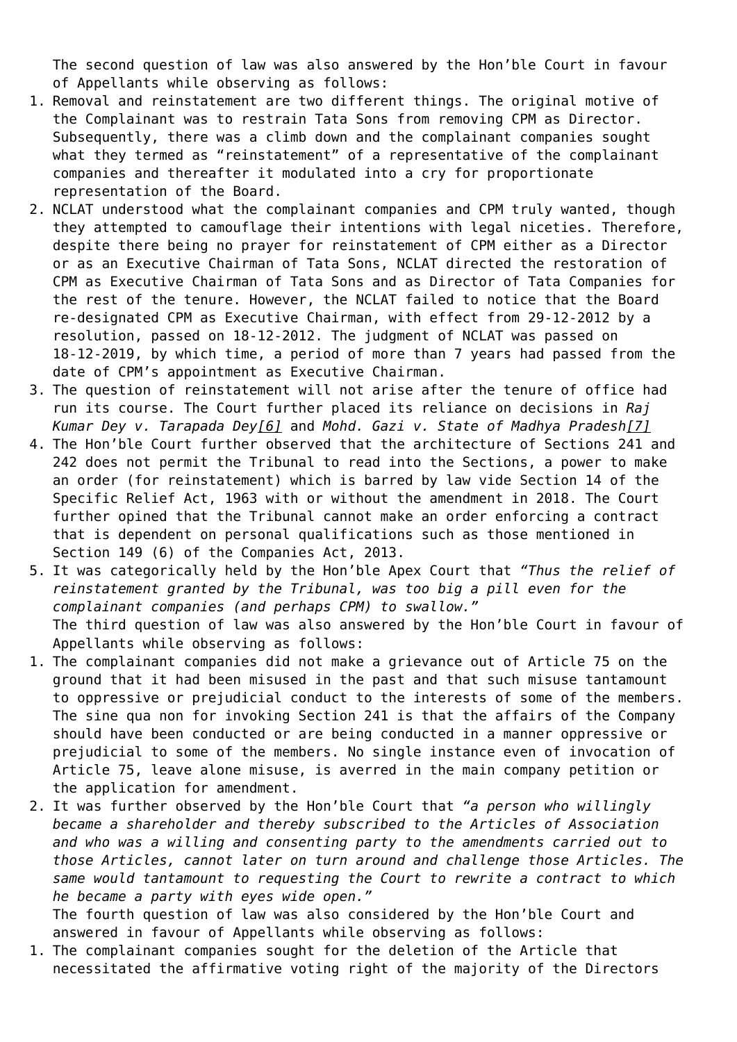The second question of law was also answered by the Hon'ble Court in favour of Appellants while observing as follows:

1. Removal and reinstatement are two different things. The original motive of the Complainant was to restrain Tata Sons from removing CPM as Director. Subsequently, there was a climb down and the complainant companies sought what they termed as "reinstatement" of a representative of the complainant companies and thereafter it modulated into a cry for proportionate representation of the Board.
2. NCLAT understood what the complainant companies and CPM truly wanted, though they attempted to camouflage their intentions with legal niceties. Therefore, despite there being no prayer for reinstatement of CPM either as a Director or as an Executive Chairman of Tata Sons, NCLAT directed the restoration of CPM as Executive Chairman of Tata Sons and as Director of Tata Companies for the rest of the tenure. However, the NCLAT failed to notice that the Board re-designated CPM as Executive Chairman, with effect from 29-12-2012 by a resolution, passed on 18-12-2012. The judgment of NCLAT was passed on 18-12-2019, by which time, a period of more than 7 years had passed from the date of CPM's appointment as Executive Chairman.
3. The question of reinstatement will not arise after the tenure of office had run its course. The Court further placed its reliance on decisions in *Raj Kumar Dey v. Tarapada Dey*[6] and *Mohd. Gazi v. State of Madhya Pradesh*[7]
4. The Hon'ble Court further observed that the architecture of Sections 241 and 242 does not permit the Tribunal to read into the Sections, a power to make an order (for reinstatement) which is barred by law vide Section 14 of the Specific Relief Act, 1963 with or without the amendment in 2018. The Court further opined that the Tribunal cannot make an order enforcing a contract that is dependent on personal qualifications such as those mentioned in Section 149 (6) of the Companies Act, 2013.
5. It was categorically held by the Hon'ble Apex Court that *"Thus the relief of reinstatement granted by the Tribunal, was too big a pill even for the complainant companies (and perhaps CPM) to swallow."*

The third question of law was also answered by the Hon'ble Court in favour of Appellants while observing as follows:

1. The complainant companies did not make a grievance out of Article 75 on the ground that it had been misused in the past and that such misuse tantamount to oppressive or prejudicial conduct to the interests of some of the members. The sine qua non for invoking Section 241 is that the affairs of the Company should have been conducted or are being conducted in a manner oppressive or prejudicial to some of the members. No single instance even of invocation of Article 75, leave alone misuse, is averred in the main company petition or the application for amendment.
2. It was further observed by the Hon'ble Court that *"a person who willingly became a shareholder and thereby subscribed to the Articles of Association and who was a willing and consenting party to the amendments carried out to those Articles, cannot later on turn around and challenge those Articles. The same would tantamount to requesting the Court to rewrite a contract to which he became a party with eyes wide open."*

The fourth question of law was also considered by the Hon'ble Court and answered in favour of Appellants while observing as follows:

1. The complainant companies sought for the deletion of the Article that necessitated the affirmative voting right of the majority of the Directors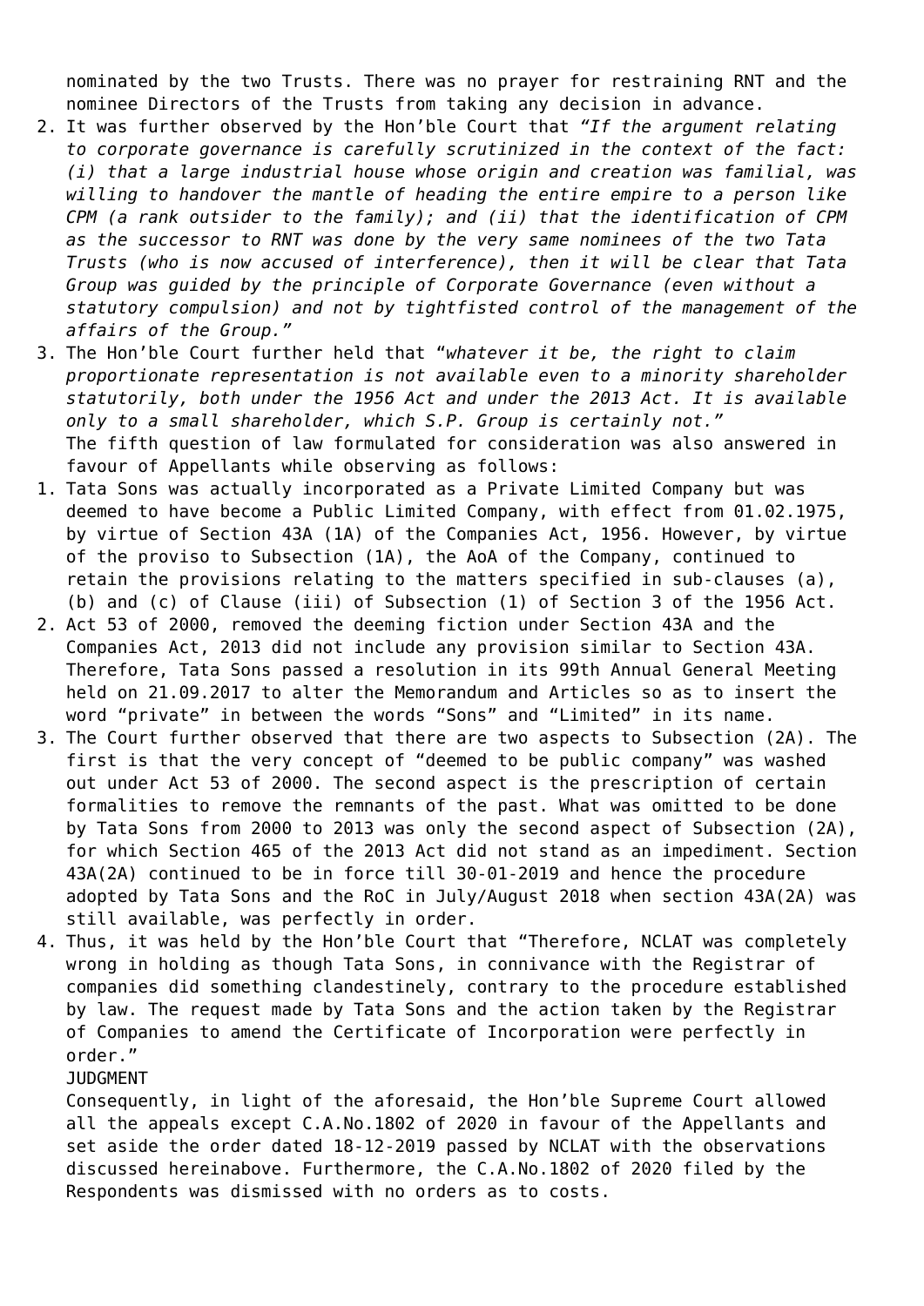nominated by the two Trusts. There was no prayer for restraining RNT and the nominee Directors of the Trusts from taking any decision in advance.

2. It was further observed by the Hon'ble Court that *"If the argument relating to corporate governance is carefully scrutinized in the context of the fact: (i) that a large industrial house whose origin and creation was familial, was willing to handover the mantle of heading the entire empire to a person like CPM (a rank outsider to the family); and (ii) that the identification of CPM as the successor to RNT was done by the very same nominees of the two Tata Trusts (who is now accused of interference), then it will be clear that Tata Group was guided by the principle of Corporate Governance (even without a statutory compulsion) and not by tightfisted control of the management of the affairs of the Group."*
3. The Hon'ble Court further held that "*whatever it be, the right to claim proportionate representation is not available even to a minority shareholder statutorily, both under the 1956 Act and under the 2013 Act. It is available only to a small shareholder, which S.P. Group is certainly not."*

   The fifth question of law formulated for consideration was also answered in favour of Appellants while observing as follows:

1. Tata Sons was actually incorporated as a Private Limited Company but was deemed to have become a Public Limited Company, with effect from 01.02.1975, by virtue of Section 43A (1A) of the Companies Act, 1956. However, by virtue of the proviso to Subsection (1A), the AoA of the Company, continued to retain the provisions relating to the matters specified in sub-clauses (a), (b) and (c) of Clause (iii) of Subsection (1) of Section 3 of the 1956 Act.
2. Act 53 of 2000, removed the deeming fiction under Section 43A and the Companies Act, 2013 did not include any provision similar to Section 43A. Therefore, Tata Sons passed a resolution in its 99th Annual General Meeting held on 21.09.2017 to alter the Memorandum and Articles so as to insert the word "private" in between the words "Sons" and "Limited" in its name.
3. The Court further observed that there are two aspects to Subsection (2A). The first is that the very concept of "deemed to be public company" was washed out under Act 53 of 2000. The second aspect is the prescription of certain formalities to remove the remnants of the past. What was omitted to be done by Tata Sons from 2000 to 2013 was only the second aspect of Subsection (2A), for which Section 465 of the 2013 Act did not stand as an impediment. Section 43A(2A) continued to be in force till 30-01-2019 and hence the procedure adopted by Tata Sons and the RoC in July/August 2018 when section 43A(2A) was still available, was perfectly in order.
4. Thus, it was held by the Hon'ble Court that "Therefore, NCLAT was completely wrong in holding as though Tata Sons, in connivance with the Registrar of companies did something clandestinely, contrary to the procedure established by law. The request made by Tata Sons and the action taken by the Registrar of Companies to amend the Certificate of Incorporation were perfectly in order."

JUDGMENT

Consequently, in light of the aforesaid, the Hon'ble Supreme Court allowed all the appeals except C.A.No.1802 of 2020 in favour of the Appellants and set aside the order dated 18-12-2019 passed by NCLAT with the observations discussed hereinabove. Furthermore, the C.A.No.1802 of 2020 filed by the Respondents was dismissed with no orders as to costs.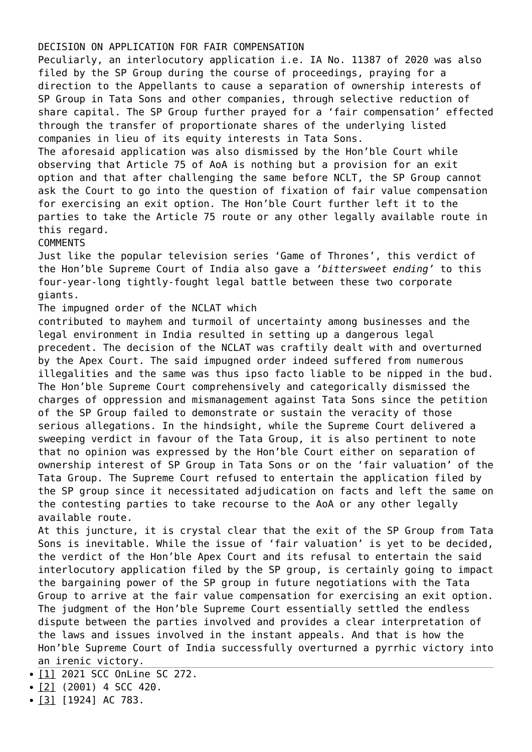## DECISION ON APPLICATION FOR FAIR COMPENSATION

Peculiarly, an interlocutory application i.e. IA No. 11387 of 2020 was also filed by the SP Group during the course of proceedings, praying for a direction to the Appellants to cause a separation of ownership interests of SP Group in Tata Sons and other companies, through selective reduction of share capital. The SP Group further prayed for a 'fair compensation' effected through the transfer of proportionate shares of the underlying listed companies in lieu of its equity interests in Tata Sons.

The aforesaid application was also dismissed by the Hon'ble Court while observing that Article 75 of AoA is nothing but a provision for an exit option and that after challenging the same before NCLT, the SP Group cannot ask the Court to go into the question of fixation of fair value compensation for exercising an exit option. The Hon'ble Court further left it to the parties to take the Article 75 route or any other legally available route in this regard.

## COMMENTS

Just like the popular television series 'Game of Thrones', this verdict of the Hon'ble Supreme Court of India also gave a *'bittersweet ending'* to this four-year-long tightly-fought legal battle between these two corporate giants.

The impugned order of the NCLAT which contributed to mayhem and turmoil of uncertainty among businesses and the legal environment in India resulted in setting up a dangerous legal precedent. The decision of the NCLAT was craftily dealt with and overturned by the Apex Court. The said impugned order indeed suffered from numerous illegalities and the same was thus ipso facto liable to be nipped in the bud. The Hon'ble Supreme Court comprehensively and categorically dismissed the charges of oppression and mismanagement against Tata Sons since the petition of the SP Group failed to demonstrate or sustain the veracity of those serious allegations. In the hindsight, while the Supreme Court delivered a sweeping verdict in favour of the Tata Group, it is also pertinent to note that no opinion was expressed by the Hon'ble Court either on separation of ownership interest of SP Group in Tata Sons or on the 'fair valuation' of the Tata Group. The Supreme Court refused to entertain the application filed by the SP group since it necessitated adjudication on facts and left the same on the contesting parties to take recourse to the AoA or any other legally available route.

At this juncture, it is crystal clear that the exit of the SP Group from Tata Sons is inevitable. While the issue of 'fair valuation' is yet to be decided, the verdict of the Hon'ble Apex Court and its refusal to entertain the said interlocutory application filed by the SP group, is certainly going to impact the bargaining power of the SP group in future negotiations with the Tata Group to arrive at the fair value compensation for exercising an exit option. The judgment of the Hon'ble Supreme Court essentially settled the endless dispute between the parties involved and provides a clear interpretation of the laws and issues involved in the instant appeals. And that is how the Hon'ble Supreme Court of India successfully overturned a pyrrhic victory into an irenic victory.

---

- [1] 2021 SCC OnLine SC 272.
- [2] (2001) 4 SCC 420.
- [3] [1924] AC 783.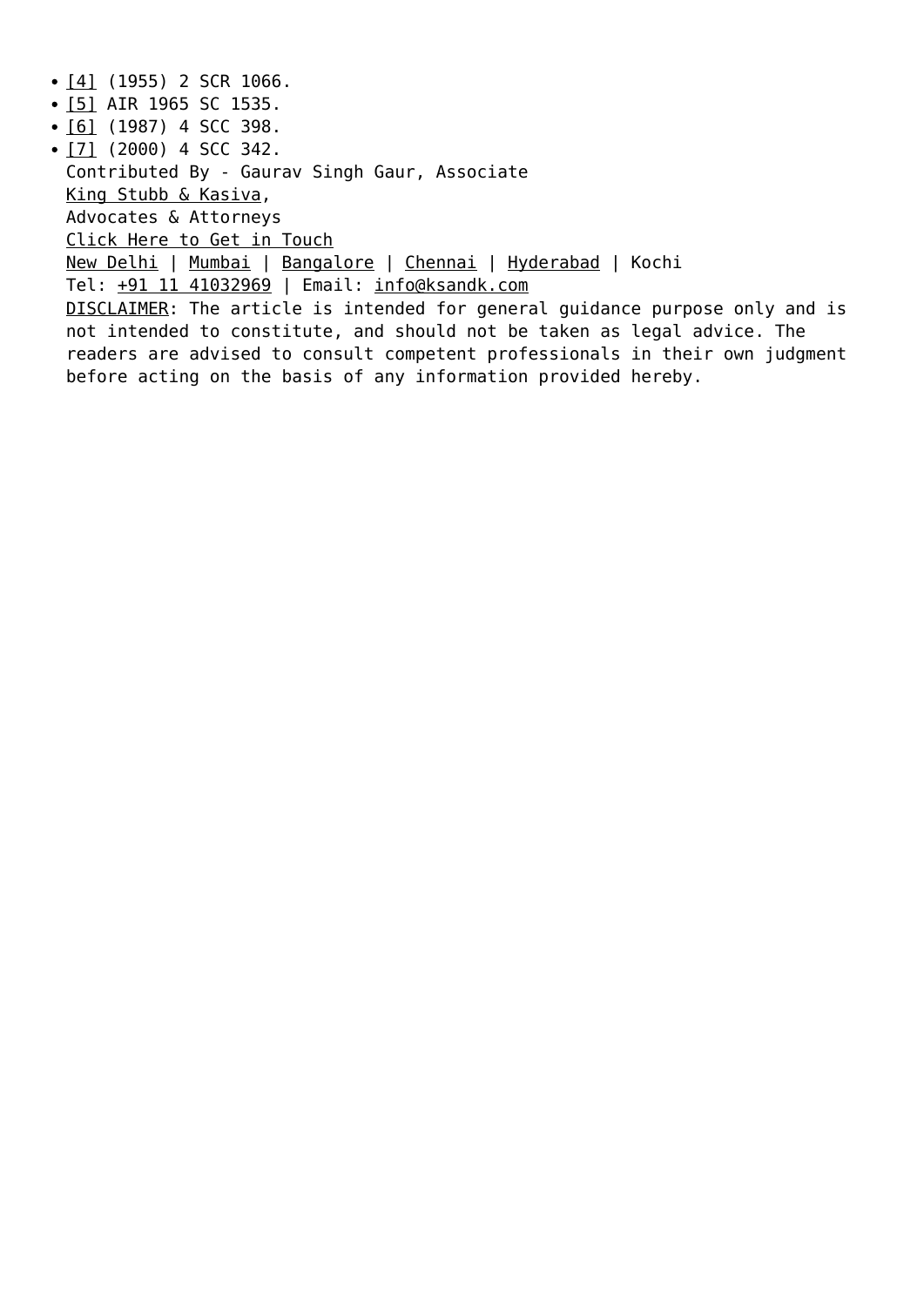- [4] (1955) 2 SCR 1066.
- [5] AIR 1965 SC 1535.
- [6] (1987) 4 SCC 398.
- [7] (2000) 4 SCC 342.

Contributed By - Gaurav Singh Gaur, Associate
King Stubb & Kasiva,
Advocates & Attorneys
Click Here to Get in Touch
New Delhi | Mumbai | Bangalore | Chennai | Hyderabad | Kochi
Tel: +91 11 41032969 | Email: info@ksandk.com
DISCLAIMER: The article is intended for general guidance purpose only and is not intended to constitute, and should not be taken as legal advice. The readers are advised to consult competent professionals in their own judgment before acting on the basis of any information provided hereby.